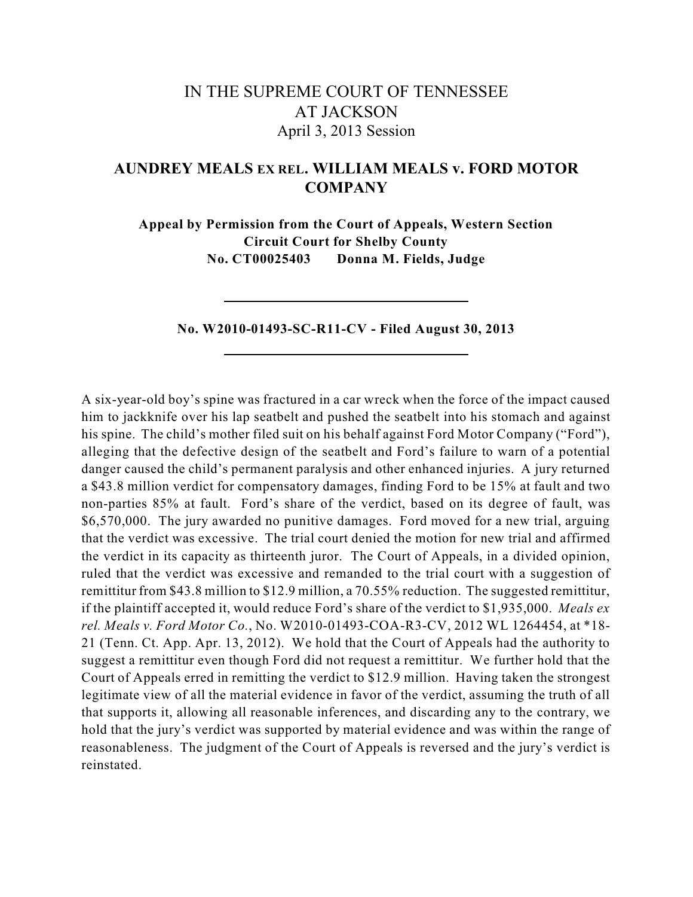# IN THE SUPREME COURT OF TENNESSEE AT JACKSON

April 3, 2013 Session

## AUNDREY MEALS EX REL. WILLIAM MEALS v. FORD MOTOR COMPANY

**Appeal by Permission from the Court of Appeals, Western Section**
**Circuit Court for Shelby County**
**No. CT00025403 Donna M. Fields, Judge**

---

**No. W2010-01493-SC-R11-CV - Filed August 30, 2013**

---

A six-year-old boy's spine was fractured in a car wreck when the force of the impact caused him to jackknife over his lap seatbelt and pushed the seatbelt into his stomach and against his spine. The child's mother filed suit on his behalf against Ford Motor Company ("Ford"), alleging that the defective design of the seatbelt and Ford's failure to warn of a potential danger caused the child's permanent paralysis and other enhanced injuries. A jury returned a $43.8 million verdict for compensatory damages, finding Ford to be 15% at fault and two non-parties 85% at fault. Ford's share of the verdict, based on its degree of fault, was $6,570,000. The jury awarded no punitive damages. Ford moved for a new trial, arguing that the verdict was excessive. The trial court denied the motion for new trial and affirmed the verdict in its capacity as thirteenth juror. The Court of Appeals, in a divided opinion, ruled that the verdict was excessive and remanded to the trial court with a suggestion of remittitur from $43.8 million to $12.9 million, a 70.55% reduction. The suggested remittitur, if the plaintiff accepted it, would reduce Ford's share of the verdict to $1,935,000. *Meals ex rel. Meals v. Ford Motor Co.*, No. W2010-01493-COA-R3-CV, 2012 WL 1264454, at *18-21 (Tenn. Ct. App. Apr. 13, 2012). We hold that the Court of Appeals had the authority to suggest a remittitur even though Ford did not request a remittitur. We further hold that the Court of Appeals erred in remitting the verdict to $12.9 million. Having taken the strongest legitimate view of all the material evidence in favor of the verdict, assuming the truth of all that supports it, allowing all reasonable inferences, and discarding any to the contrary, we hold that the jury's verdict was supported by material evidence and was within the range of reasonableness. The judgment of the Court of Appeals is reversed and the jury's verdict is reinstated.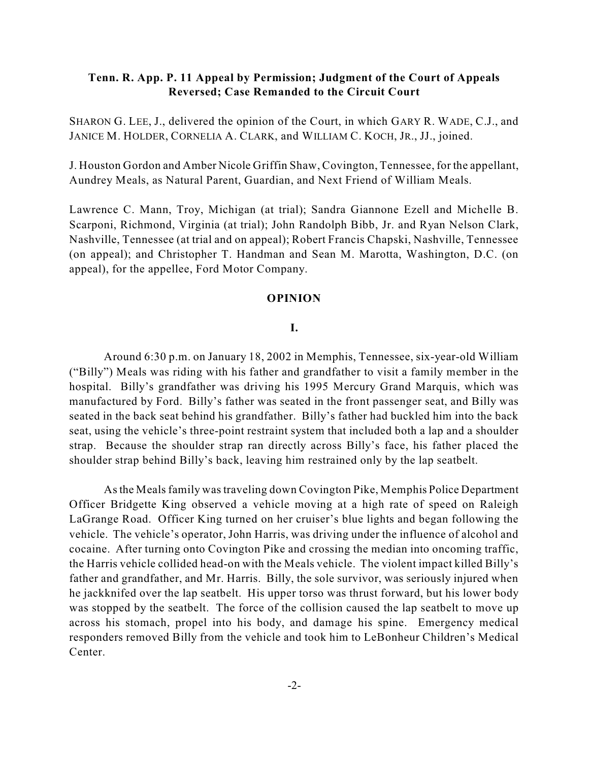**Tenn. R. App. P. 11 Appeal by Permission; Judgment of the Court of Appeals Reversed; Case Remanded to the Circuit Court**

SHARON G. LEE, J., delivered the opinion of the Court, in which GARY R. WADE, C.J., and JANICE M. HOLDER, CORNELIA A. CLARK, and WILLIAM C. KOCH, JR., JJ., joined.

J. Houston Gordon and Amber Nicole Griffin Shaw, Covington, Tennessee, for the appellant, Aundrey Meals, as Natural Parent, Guardian, and Next Friend of William Meals.

Lawrence C. Mann, Troy, Michigan (at trial); Sandra Giannone Ezell and Michelle B. Scarponi, Richmond, Virginia (at trial); John Randolph Bibb, Jr. and Ryan Nelson Clark, Nashville, Tennessee (at trial and on appeal); Robert Francis Chapski, Nashville, Tennessee (on appeal); and Christopher T. Handman and Sean M. Marotta, Washington, D.C. (on appeal), for the appellee, Ford Motor Company.

## OPINION

### I.

Around 6:30 p.m. on January 18, 2002 in Memphis, Tennessee, six-year-old William ("Billy") Meals was riding with his father and grandfather to visit a family member in the hospital. Billy's grandfather was driving his 1995 Mercury Grand Marquis, which was manufactured by Ford. Billy's father was seated in the front passenger seat, and Billy was seated in the back seat behind his grandfather. Billy's father had buckled him into the back seat, using the vehicle's three-point restraint system that included both a lap and a shoulder strap. Because the shoulder strap ran directly across Billy's face, his father placed the shoulder strap behind Billy's back, leaving him restrained only by the lap seatbelt.

As the Meals family was traveling down Covington Pike, Memphis Police Department Officer Bridgette King observed a vehicle moving at a high rate of speed on Raleigh LaGrange Road. Officer King turned on her cruiser's blue lights and began following the vehicle. The vehicle's operator, John Harris, was driving under the influence of alcohol and cocaine. After turning onto Covington Pike and crossing the median into oncoming traffic, the Harris vehicle collided head-on with the Meals vehicle. The violent impact killed Billy's father and grandfather, and Mr. Harris. Billy, the sole survivor, was seriously injured when he jackknifed over the lap seatbelt. His upper torso was thrust forward, but his lower body was stopped by the seatbelt. The force of the collision caused the lap seatbelt to move up across his stomach, propel into his body, and damage his spine. Emergency medical responders removed Billy from the vehicle and took him to LeBonheur Children's Medical Center.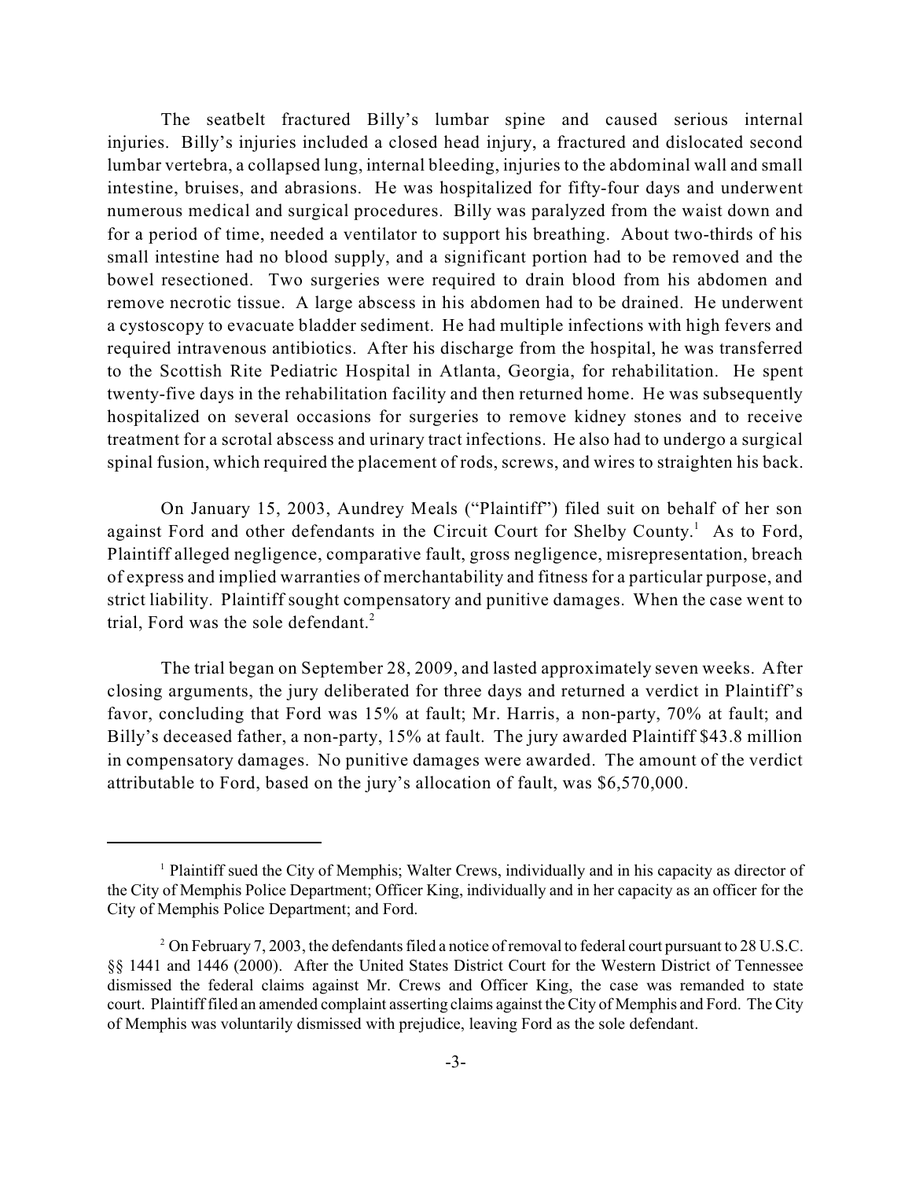The seatbelt fractured Billy's lumbar spine and caused serious internal injuries. Billy's injuries included a closed head injury, a fractured and dislocated second lumbar vertebra, a collapsed lung, internal bleeding, injuries to the abdominal wall and small intestine, bruises, and abrasions. He was hospitalized for fifty-four days and underwent numerous medical and surgical procedures. Billy was paralyzed from the waist down and for a period of time, needed a ventilator to support his breathing. About two-thirds of his small intestine had no blood supply, and a significant portion had to be removed and the bowel resectioned. Two surgeries were required to drain blood from his abdomen and remove necrotic tissue. A large abscess in his abdomen had to be drained. He underwent a cystoscopy to evacuate bladder sediment. He had multiple infections with high fevers and required intravenous antibiotics. After his discharge from the hospital, he was transferred to the Scottish Rite Pediatric Hospital in Atlanta, Georgia, for rehabilitation. He spent twenty-five days in the rehabilitation facility and then returned home. He was subsequently hospitalized on several occasions for surgeries to remove kidney stones and to receive treatment for a scrotal abscess and urinary tract infections. He also had to undergo a surgical spinal fusion, which required the placement of rods, screws, and wires to straighten his back.

On January 15, 2003, Aundrey Meals ("Plaintiff") filed suit on behalf of her son against Ford and other defendants in the Circuit Court for Shelby County.[1] As to Ford, Plaintiff alleged negligence, comparative fault, gross negligence, misrepresentation, breach of express and implied warranties of merchantability and fitness for a particular purpose, and strict liability. Plaintiff sought compensatory and punitive damages. When the case went to trial, Ford was the sole defendant.[2]

The trial began on September 28, 2009, and lasted approximately seven weeks. After closing arguments, the jury deliberated for three days and returned a verdict in Plaintiff's favor, concluding that Ford was 15% at fault; Mr. Harris, a non-party, 70% at fault; and Billy's deceased father, a non-party, 15% at fault. The jury awarded Plaintiff $43.8 million in compensatory damages. No punitive damages were awarded. The amount of the verdict attributable to Ford, based on the jury's allocation of fault, was $6,570,000.

---

[1] Plaintiff sued the City of Memphis; Walter Crews, individually and in his capacity as director of the City of Memphis Police Department; Officer King, individually and in her capacity as an officer for the City of Memphis Police Department; and Ford.

[2] On February 7, 2003, the defendants filed a notice of removal to federal court pursuant to 28 U.S.C. §§ 1441 and 1446 (2000). After the United States District Court for the Western District of Tennessee dismissed the federal claims against Mr. Crews and Officer King, the case was remanded to state court. Plaintiff filed an amended complaint asserting claims against the City of Memphis and Ford. The City of Memphis was voluntarily dismissed with prejudice, leaving Ford as the sole defendant.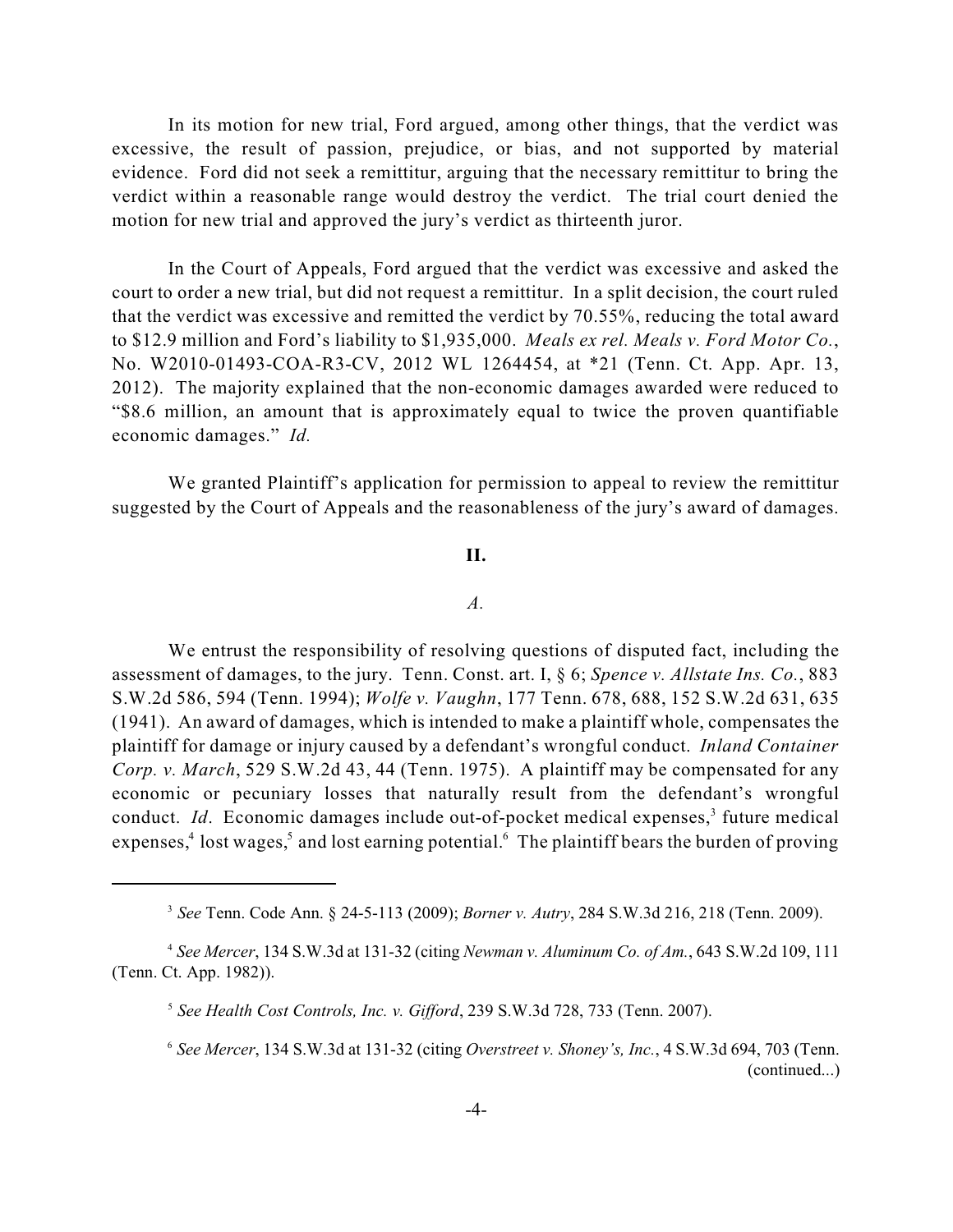In its motion for new trial, Ford argued, among other things, that the verdict was excessive, the result of passion, prejudice, or bias, and not supported by material evidence. Ford did not seek a remittitur, arguing that the necessary remittitur to bring the verdict within a reasonable range would destroy the verdict. The trial court denied the motion for new trial and approved the jury's verdict as thirteenth juror.

In the Court of Appeals, Ford argued that the verdict was excessive and asked the court to order a new trial, but did not request a remittitur. In a split decision, the court ruled that the verdict was excessive and remitted the verdict by 70.55%, reducing the total award to $12.9 million and Ford's liability to $1,935,000. *Meals ex rel. Meals v. Ford Motor Co.*, No. W2010-01493-COA-R3-CV, 2012 WL 1264454, at *21 (Tenn. Ct. App. Apr. 13, 2012). The majority explained that the non-economic damages awarded were reduced to "$8.6 million, an amount that is approximately equal to twice the proven quantifiable economic damages." *Id.*

We granted Plaintiff's application for permission to appeal to review the remittitur suggested by the Court of Appeals and the reasonableness of the jury's award of damages.

## II.

### *A.*

We entrust the responsibility of resolving questions of disputed fact, including the assessment of damages, to the jury. Tenn. Const. art. I, § 6; *Spence v. Allstate Ins. Co.*, 883 S.W.2d 586, 594 (Tenn. 1994); *Wolfe v. Vaughn*, 177 Tenn. 678, 688, 152 S.W.2d 631, 635 (1941). An award of damages, which is intended to make a plaintiff whole, compensates the plaintiff for damage or injury caused by a defendant's wrongful conduct. *Inland Container Corp. v. March*, 529 S.W.2d 43, 44 (Tenn. 1975). A plaintiff may be compensated for any economic or pecuniary losses that naturally result from the defendant's wrongful conduct. *Id*. Economic damages include out-of-pocket medical expenses,[3] future medical expenses,[4] lost wages,[5] and lost earning potential.[6] The plaintiff bears the burden of proving

---

[3] *See* Tenn. Code Ann. § 24-5-113 (2009); *Borner v. Autry*, 284 S.W.3d 216, 218 (Tenn. 2009).

[4] *See Mercer*, 134 S.W.3d at 131-32 (citing *Newman v. Aluminum Co. of Am.*, 643 S.W.2d 109, 111 (Tenn. Ct. App. 1982)).

[5] *See Health Cost Controls, Inc. v. Gifford*, 239 S.W.3d 728, 733 (Tenn. 2007).

[6] *See Mercer*, 134 S.W.3d at 131-32 (citing *Overstreet v. Shoney's, Inc.*, 4 S.W.3d 694, 703 (Tenn. (continued...)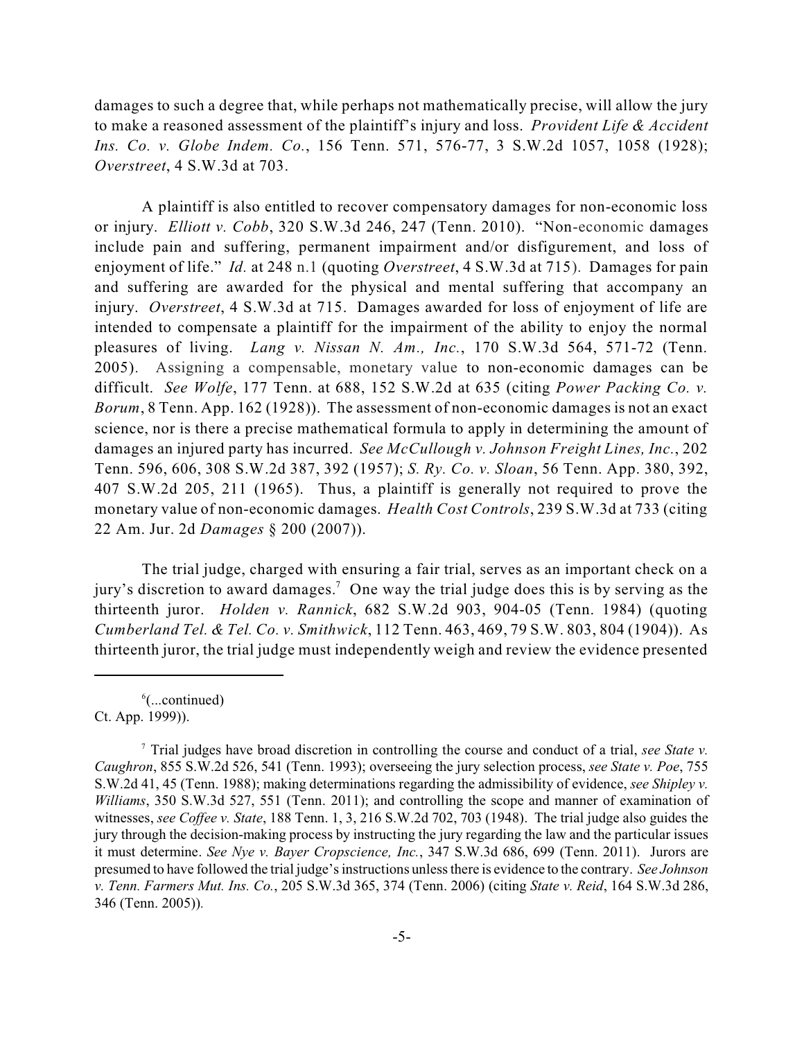damages to such a degree that, while perhaps not mathematically precise, will allow the jury to make a reasoned assessment of the plaintiff's injury and loss. *Provident Life & Accident Ins. Co. v. Globe Indem. Co.*, 156 Tenn. 571, 576-77, 3 S.W.2d 1057, 1058 (1928); *Overstreet*, 4 S.W.3d at 703.

A plaintiff is also entitled to recover compensatory damages for non-economic loss or injury. *Elliott v. Cobb*, 320 S.W.3d 246, 247 (Tenn. 2010). "Non-economic damages include pain and suffering, permanent impairment and/or disfigurement, and loss of enjoyment of life." *Id.* at 248 n.1 (quoting *Overstreet*, 4 S.W.3d at 715). Damages for pain and suffering are awarded for the physical and mental suffering that accompany an injury. *Overstreet*, 4 S.W.3d at 715. Damages awarded for loss of enjoyment of life are intended to compensate a plaintiff for the impairment of the ability to enjoy the normal pleasures of living. *Lang v. Nissan N. Am., Inc.*, 170 S.W.3d 564, 571-72 (Tenn. 2005). Assigning a compensable, monetary value to non-economic damages can be difficult. *See Wolfe*, 177 Tenn. at 688, 152 S.W.2d at 635 (citing *Power Packing Co. v. Borum*, 8 Tenn. App. 162 (1928)). The assessment of non-economic damages is not an exact science, nor is there a precise mathematical formula to apply in determining the amount of damages an injured party has incurred. *See McCullough v. Johnson Freight Lines, Inc.*, 202 Tenn. 596, 606, 308 S.W.2d 387, 392 (1957); *S. Ry. Co. v. Sloan*, 56 Tenn. App. 380, 392, 407 S.W.2d 205, 211 (1965). Thus, a plaintiff is generally not required to prove the monetary value of non-economic damages. *Health Cost Controls*, 239 S.W.3d at 733 (citing 22 Am. Jur. 2d *Damages* § 200 (2007)).

The trial judge, charged with ensuring a fair trial, serves as an important check on a jury's discretion to award damages.[7] One way the trial judge does this is by serving as the thirteenth juror. *Holden v. Rannick*, 682 S.W.2d 903, 904-05 (Tenn. 1984) (quoting *Cumberland Tel. & Tel. Co. v. Smithwick*, 112 Tenn. 463, 469, 79 S.W. 803, 804 (1904)). As thirteenth juror, the trial judge must independently weigh and review the evidence presented

---

[6](...continued)
Ct. App. 1999)).

[7] Trial judges have broad discretion in controlling the course and conduct of a trial, *see State v. Caughron*, 855 S.W.2d 526, 541 (Tenn. 1993); overseeing the jury selection process, *see State v. Poe*, 755 S.W.2d 41, 45 (Tenn. 1988); making determinations regarding the admissibility of evidence, *see Shipley v. Williams*, 350 S.W.3d 527, 551 (Tenn. 2011); and controlling the scope and manner of examination of witnesses, *see Coffee v. State*, 188 Tenn. 1, 3, 216 S.W.2d 702, 703 (1948). The trial judge also guides the jury through the decision-making process by instructing the jury regarding the law and the particular issues it must determine. *See Nye v. Bayer Cropscience, Inc.*, 347 S.W.3d 686, 699 (Tenn. 2011). Jurors are presumed to have followed the trial judge's instructions unless there is evidence to the contrary. *See Johnson v. Tenn. Farmers Mut. Ins. Co.*, 205 S.W.3d 365, 374 (Tenn. 2006) (citing *State v. Reid*, 164 S.W.3d 286, 346 (Tenn. 2005)).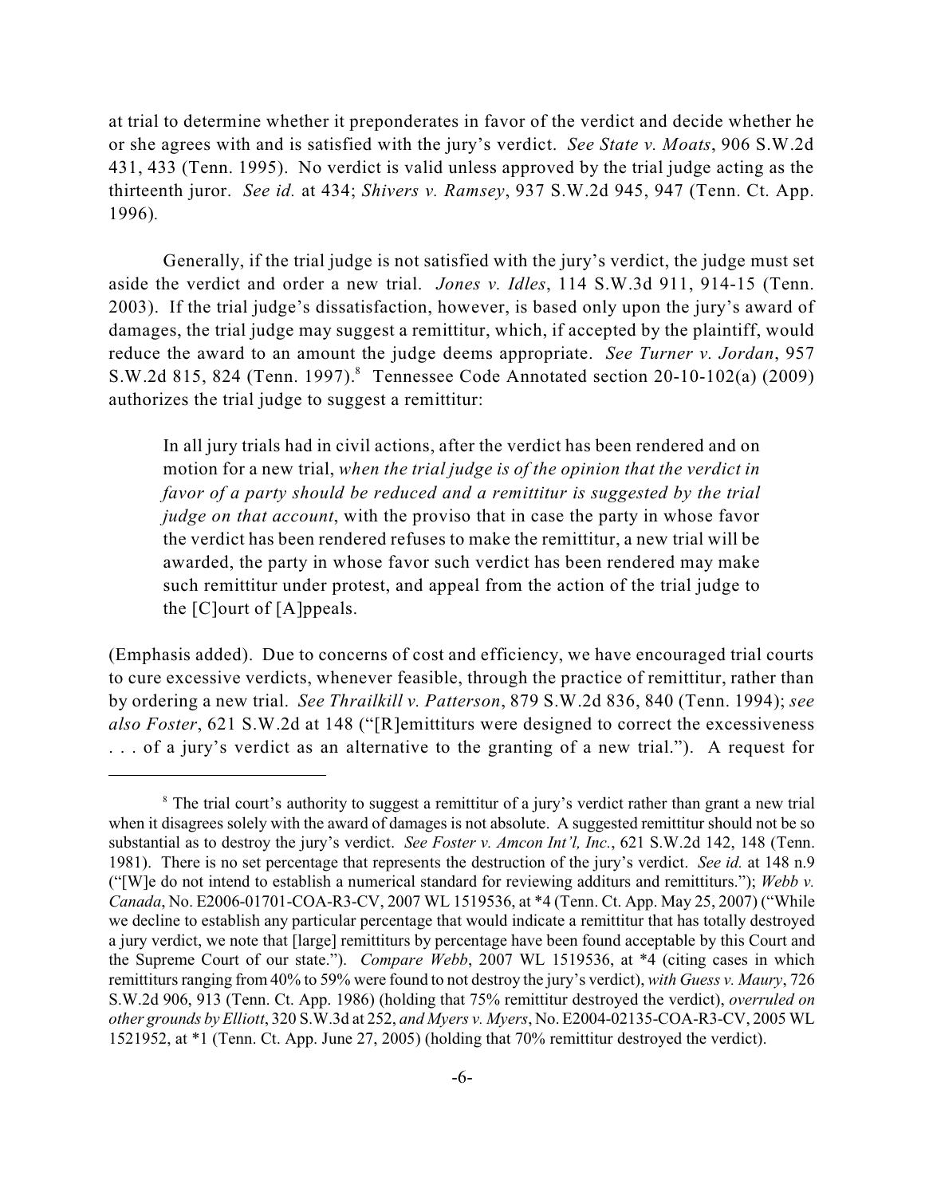at trial to determine whether it preponderates in favor of the verdict and decide whether he or she agrees with and is satisfied with the jury's verdict. *See State v. Moats*, 906 S.W.2d 431, 433 (Tenn. 1995). No verdict is valid unless approved by the trial judge acting as the thirteenth juror. *See id.* at 434; *Shivers v. Ramsey*, 937 S.W.2d 945, 947 (Tenn. Ct. App. 1996).

Generally, if the trial judge is not satisfied with the jury's verdict, the judge must set aside the verdict and order a new trial. *Jones v. Idles*, 114 S.W.3d 911, 914-15 (Tenn. 2003). If the trial judge's dissatisfaction, however, is based only upon the jury's award of damages, the trial judge may suggest a remittitur, which, if accepted by the plaintiff, would reduce the award to an amount the judge deems appropriate. *See Turner v. Jordan*, 957 S.W.2d 815, 824 (Tenn. 1997).[8] Tennessee Code Annotated section 20-10-102(a) (2009) authorizes the trial judge to suggest a remittitur:

> In all jury trials had in civil actions, after the verdict has been rendered and on motion for a new trial, *when the trial judge is of the opinion that the verdict in favor of a party should be reduced and a remittitur is suggested by the trial judge on that account*, with the proviso that in case the party in whose favor the verdict has been rendered refuses to make the remittitur, a new trial will be awarded, the party in whose favor such verdict has been rendered may make such remittitur under protest, and appeal from the action of the trial judge to the [C]ourt of [A]ppeals.

(Emphasis added). Due to concerns of cost and efficiency, we have encouraged trial courts to cure excessive verdicts, whenever feasible, through the practice of remittitur, rather than by ordering a new trial. *See Thrailkill v. Patterson*, 879 S.W.2d 836, 840 (Tenn. 1994); *see also Foster*, 621 S.W.2d at 148 ("[R]emittiturs were designed to correct the excessiveness . . . of a jury's verdict as an alternative to the granting of a new trial."). A request for

---

[8] The trial court's authority to suggest a remittitur of a jury's verdict rather than grant a new trial when it disagrees solely with the award of damages is not absolute. A suggested remittitur should not be so substantial as to destroy the jury's verdict. *See Foster v. Amcon Int'l, Inc.*, 621 S.W.2d 142, 148 (Tenn. 1981). There is no set percentage that represents the destruction of the jury's verdict. *See id.* at 148 n.9 ("[W]e do not intend to establish a numerical standard for reviewing additurs and remittiturs."); *Webb v. Canada*, No. E2006-01701-COA-R3-CV, 2007 WL 1519536, at *4 (Tenn. Ct. App. May 25, 2007) ("While we decline to establish any particular percentage that would indicate a remittitur that has totally destroyed a jury verdict, we note that [large] remittiturs by percentage have been found acceptable by this Court and the Supreme Court of our state."). *Compare Webb*, 2007 WL 1519536, at *4 (citing cases in which remittiturs ranging from 40% to 59% were found to not destroy the jury's verdict), *with Guess v. Maury*, 726 S.W.2d 906, 913 (Tenn. Ct. App. 1986) (holding that 75% remittitur destroyed the verdict), *overruled on other grounds by Elliott*, 320 S.W.3d at 252, *and Myers v. Myers*, No. E2004-02135-COA-R3-CV, 2005 WL 1521952, at *1 (Tenn. Ct. App. June 27, 2005) (holding that 70% remittitur destroyed the verdict).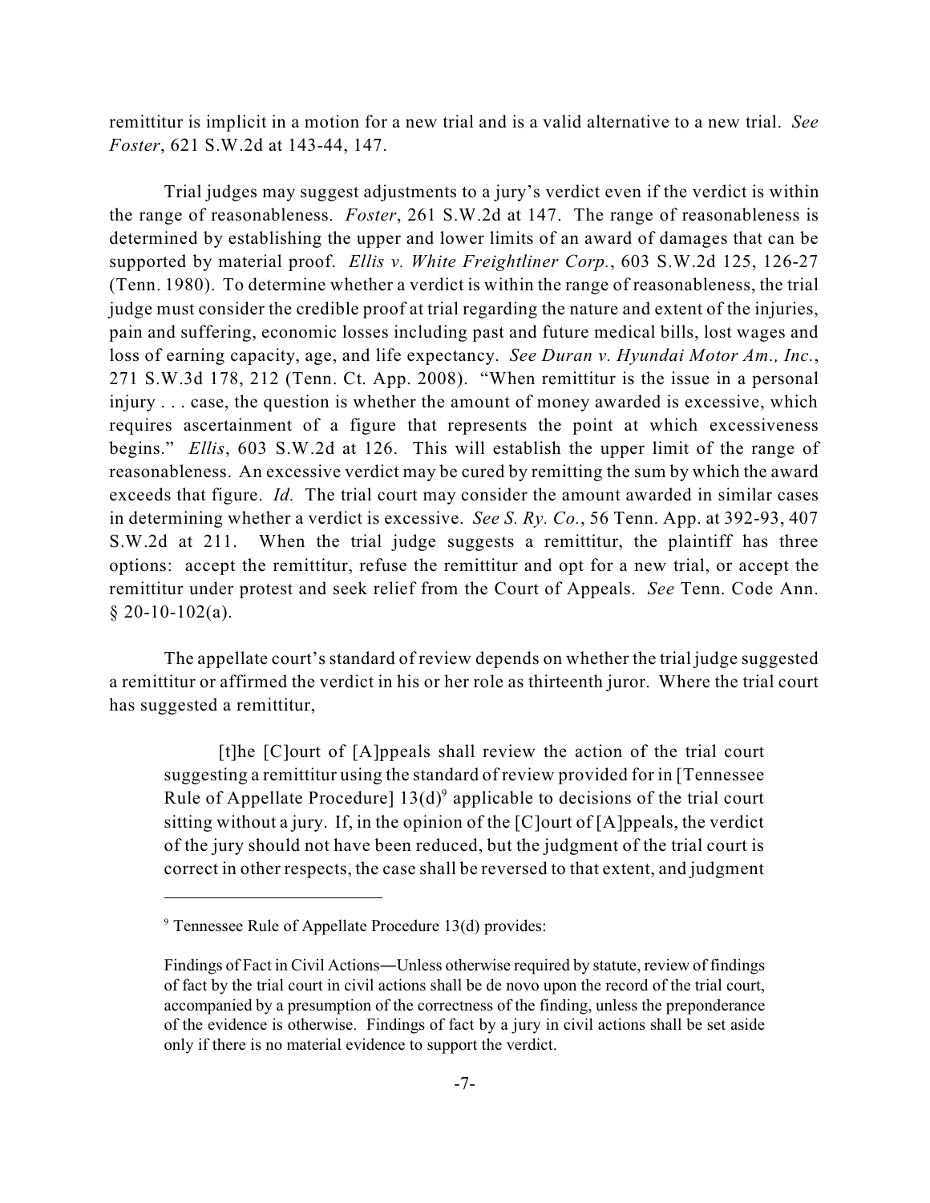remittitur is implicit in a motion for a new trial and is a valid alternative to a new trial. *See Foster*, 621 S.W.2d at 143-44, 147.

Trial judges may suggest adjustments to a jury's verdict even if the verdict is within the range of reasonableness. *Foster*, 261 S.W.2d at 147. The range of reasonableness is determined by establishing the upper and lower limits of an award of damages that can be supported by material proof. *Ellis v. White Freightliner Corp.*, 603 S.W.2d 125, 126-27 (Tenn. 1980). To determine whether a verdict is within the range of reasonableness, the trial judge must consider the credible proof at trial regarding the nature and extent of the injuries, pain and suffering, economic losses including past and future medical bills, lost wages and loss of earning capacity, age, and life expectancy. *See Duran v. Hyundai Motor Am., Inc.*, 271 S.W.3d 178, 212 (Tenn. Ct. App. 2008). "When remittitur is the issue in a personal injury . . . case, the question is whether the amount of money awarded is excessive, which requires ascertainment of a figure that represents the point at which excessiveness begins." *Ellis*, 603 S.W.2d at 126. This will establish the upper limit of the range of reasonableness. An excessive verdict may be cured by remitting the sum by which the award exceeds that figure. *Id.* The trial court may consider the amount awarded in similar cases in determining whether a verdict is excessive. *See S. Ry. Co.*, 56 Tenn. App. at 392-93, 407 S.W.2d at 211. When the trial judge suggests a remittitur, the plaintiff has three options: accept the remittitur, refuse the remittitur and opt for a new trial, or accept the remittitur under protest and seek relief from the Court of Appeals. *See* Tenn. Code Ann. § 20-10-102(a).

The appellate court's standard of review depends on whether the trial judge suggested a remittitur or affirmed the verdict in his or her role as thirteenth juror. Where the trial court has suggested a remittitur,

> [t]he [C]ourt of [A]ppeals shall review the action of the trial court suggesting a remittitur using the standard of review provided for in [Tennessee Rule of Appellate Procedure] 13(d)[9] applicable to decisions of the trial court sitting without a jury. If, in the opinion of the [C]ourt of [A]ppeals, the verdict of the jury should not have been reduced, but the judgment of the trial court is correct in other respects, the case shall be reversed to that extent, and judgment

---

[9] Tennessee Rule of Appellate Procedure 13(d) provides:

Findings of Fact in Civil Actions—Unless otherwise required by statute, review of findings of fact by the trial court in civil actions shall be de novo upon the record of the trial court, accompanied by a presumption of the correctness of the finding, unless the preponderance of the evidence is otherwise. Findings of fact by a jury in civil actions shall be set aside only if there is no material evidence to support the verdict.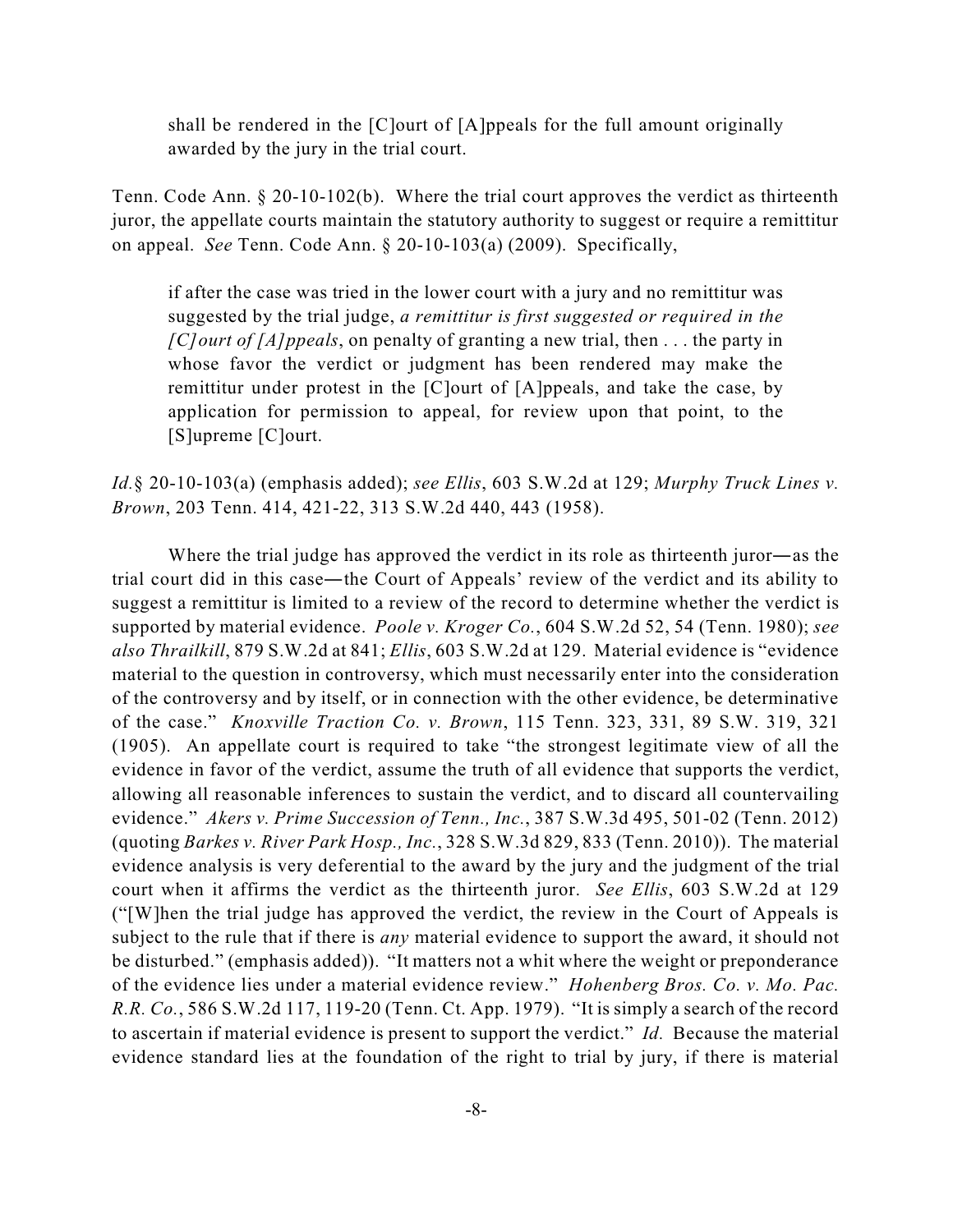> shall be rendered in the [C]ourt of [A]ppeals for the full amount originally awarded by the jury in the trial court.

Tenn. Code Ann. § 20-10-102(b). Where the trial court approves the verdict as thirteenth juror, the appellate courts maintain the statutory authority to suggest or require a remittitur on appeal. *See* Tenn. Code Ann. § 20-10-103(a) (2009). Specifically,

> if after the case was tried in the lower court with a jury and no remittitur was suggested by the trial judge, *a remittitur is first suggested or required in the [C]ourt of [A]ppeals*, on penalty of granting a new trial, then . . . the party in whose favor the verdict or judgment has been rendered may make the remittitur under protest in the [C]ourt of [A]ppeals, and take the case, by application for permission to appeal, for review upon that point, to the [S]upreme [C]ourt.

*Id.*§ 20-10-103(a) (emphasis added); *see Ellis*, 603 S.W.2d at 129; *Murphy Truck Lines v. Brown*, 203 Tenn. 414, 421-22, 313 S.W.2d 440, 443 (1958).

Where the trial judge has approved the verdict in its role as thirteenth juror—as the trial court did in this case—the Court of Appeals' review of the verdict and its ability to suggest a remittitur is limited to a review of the record to determine whether the verdict is supported by material evidence. *Poole v. Kroger Co.*, 604 S.W.2d 52, 54 (Tenn. 1980); *see also Thrailkill*, 879 S.W.2d at 841; *Ellis*, 603 S.W.2d at 129. Material evidence is "evidence material to the question in controversy, which must necessarily enter into the consideration of the controversy and by itself, or in connection with the other evidence, be determinative of the case." *Knoxville Traction Co. v. Brown*, 115 Tenn. 323, 331, 89 S.W. 319, 321 (1905). An appellate court is required to take "the strongest legitimate view of all the evidence in favor of the verdict, assume the truth of all evidence that supports the verdict, allowing all reasonable inferences to sustain the verdict, and to discard all countervailing evidence." *Akers v. Prime Succession of Tenn., Inc.*, 387 S.W.3d 495, 501-02 (Tenn. 2012) (quoting *Barkes v. River Park Hosp., Inc.*, 328 S.W.3d 829, 833 (Tenn. 2010)). The material evidence analysis is very deferential to the award by the jury and the judgment of the trial court when it affirms the verdict as the thirteenth juror. *See Ellis*, 603 S.W.2d at 129 ("[W]hen the trial judge has approved the verdict, the review in the Court of Appeals is subject to the rule that if there is *any* material evidence to support the award, it should not be disturbed." (emphasis added)). "It matters not a whit where the weight or preponderance of the evidence lies under a material evidence review." *Hohenberg Bros. Co. v. Mo. Pac. R.R. Co.*, 586 S.W.2d 117, 119-20 (Tenn. Ct. App. 1979). "It is simply a search of the record to ascertain if material evidence is present to support the verdict." *Id.* Because the material evidence standard lies at the foundation of the right to trial by jury, if there is material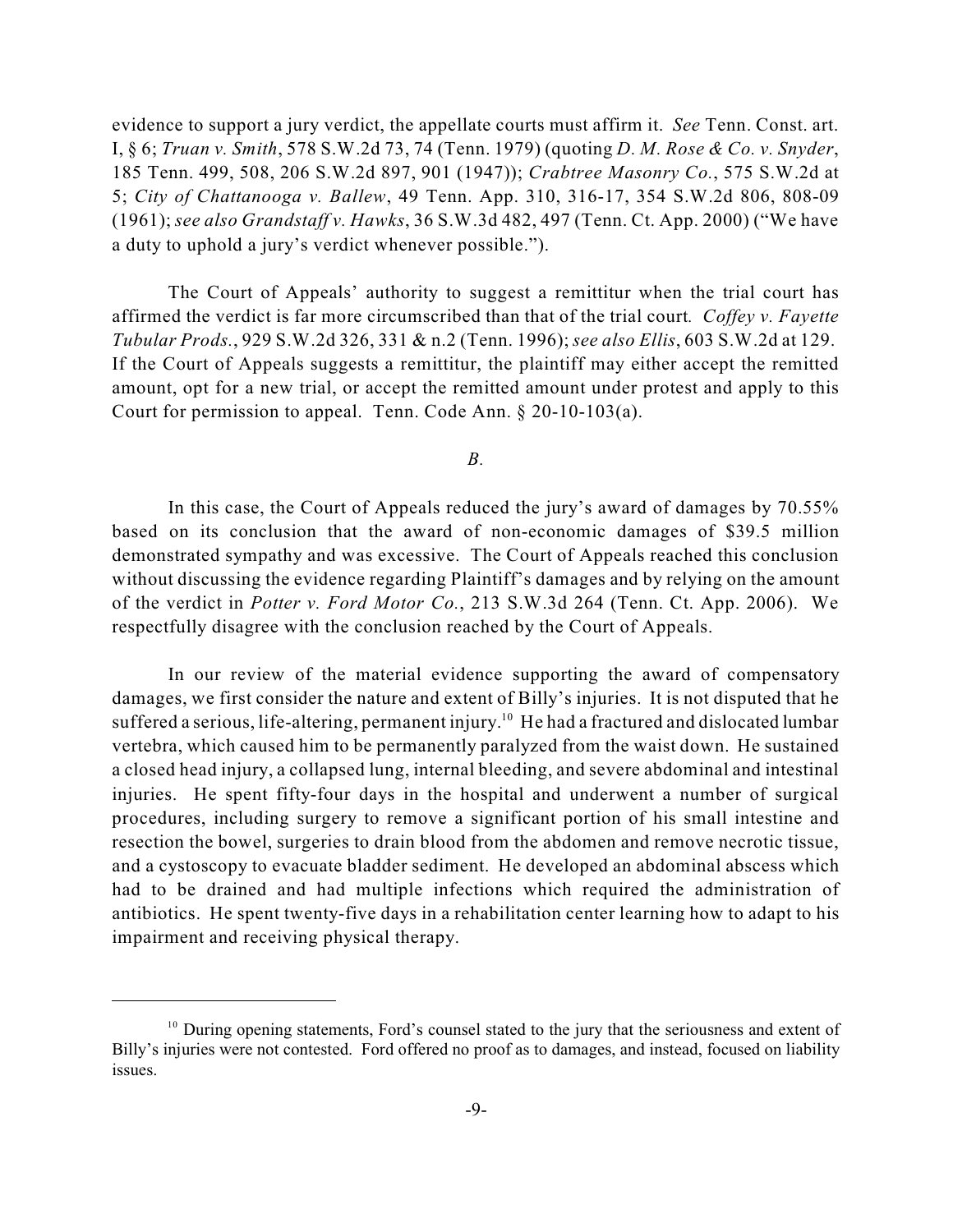evidence to support a jury verdict, the appellate courts must affirm it. *See* Tenn. Const. art. I, § 6; *Truan v. Smith*, 578 S.W.2d 73, 74 (Tenn. 1979) (quoting *D. M. Rose & Co. v. Snyder*, 185 Tenn. 499, 508, 206 S.W.2d 897, 901 (1947)); *Crabtree Masonry Co.*, 575 S.W.2d at 5; *City of Chattanooga v. Ballew*, 49 Tenn. App. 310, 316-17, 354 S.W.2d 806, 808-09 (1961); *see also Grandstaff v. Hawks*, 36 S.W.3d 482, 497 (Tenn. Ct. App. 2000) ("We have a duty to uphold a jury's verdict whenever possible.").

The Court of Appeals' authority to suggest a remittitur when the trial court has affirmed the verdict is far more circumscribed than that of the trial court. *Coffey v. Fayette Tubular Prods.*, 929 S.W.2d 326, 331 & n.2 (Tenn. 1996); *see also Ellis*, 603 S.W.2d at 129. If the Court of Appeals suggests a remittitur, the plaintiff may either accept the remitted amount, opt for a new trial, or accept the remitted amount under protest and apply to this Court for permission to appeal. Tenn. Code Ann. § 20-10-103(a).

*B.*

In this case, the Court of Appeals reduced the jury's award of damages by 70.55% based on its conclusion that the award of non-economic damages of $39.5 million demonstrated sympathy and was excessive. The Court of Appeals reached this conclusion without discussing the evidence regarding Plaintiff's damages and by relying on the amount of the verdict in *Potter v. Ford Motor Co.*, 213 S.W.3d 264 (Tenn. Ct. App. 2006). We respectfully disagree with the conclusion reached by the Court of Appeals.

In our review of the material evidence supporting the award of compensatory damages, we first consider the nature and extent of Billy's injuries. It is not disputed that he suffered a serious, life-altering, permanent injury.[10] He had a fractured and dislocated lumbar vertebra, which caused him to be permanently paralyzed from the waist down. He sustained a closed head injury, a collapsed lung, internal bleeding, and severe abdominal and intestinal injuries. He spent fifty-four days in the hospital and underwent a number of surgical procedures, including surgery to remove a significant portion of his small intestine and resection the bowel, surgeries to drain blood from the abdomen and remove necrotic tissue, and a cystoscopy to evacuate bladder sediment. He developed an abdominal abscess which had to be drained and had multiple infections which required the administration of antibiotics. He spent twenty-five days in a rehabilitation center learning how to adapt to his impairment and receiving physical therapy.

---

[10] During opening statements, Ford's counsel stated to the jury that the seriousness and extent of Billy's injuries were not contested. Ford offered no proof as to damages, and instead, focused on liability issues.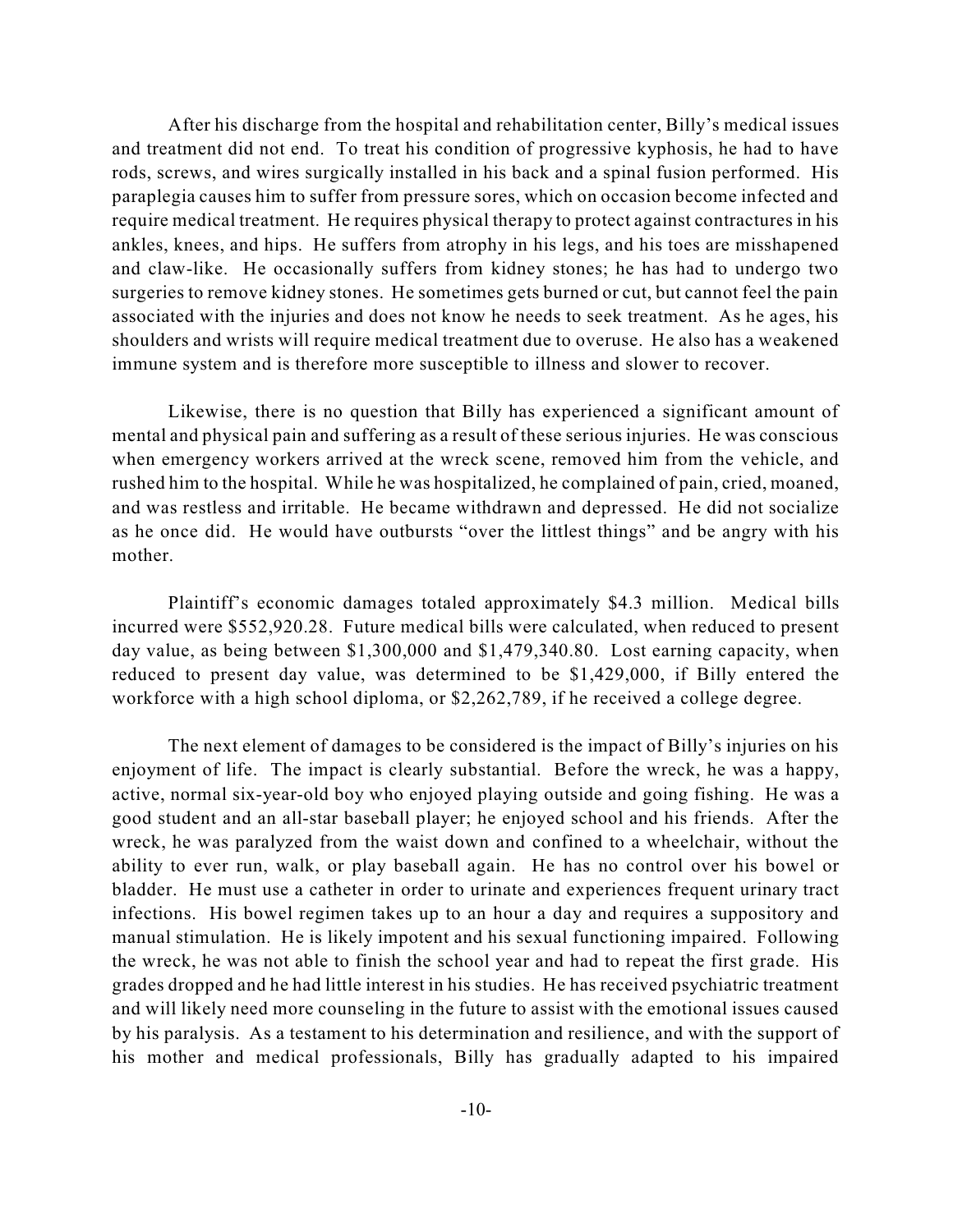After his discharge from the hospital and rehabilitation center, Billy's medical issues and treatment did not end. To treat his condition of progressive kyphosis, he had to have rods, screws, and wires surgically installed in his back and a spinal fusion performed. His paraplegia causes him to suffer from pressure sores, which on occasion become infected and require medical treatment. He requires physical therapy to protect against contractures in his ankles, knees, and hips. He suffers from atrophy in his legs, and his toes are misshapened and claw-like. He occasionally suffers from kidney stones; he has had to undergo two surgeries to remove kidney stones. He sometimes gets burned or cut, but cannot feel the pain associated with the injuries and does not know he needs to seek treatment. As he ages, his shoulders and wrists will require medical treatment due to overuse. He also has a weakened immune system and is therefore more susceptible to illness and slower to recover.

Likewise, there is no question that Billy has experienced a significant amount of mental and physical pain and suffering as a result of these serious injuries. He was conscious when emergency workers arrived at the wreck scene, removed him from the vehicle, and rushed him to the hospital. While he was hospitalized, he complained of pain, cried, moaned, and was restless and irritable. He became withdrawn and depressed. He did not socialize as he once did. He would have outbursts "over the littlest things" and be angry with his mother.

Plaintiff's economic damages totaled approximately $4.3 million. Medical bills incurred were $552,920.28. Future medical bills were calculated, when reduced to present day value, as being between $1,300,000 and $1,479,340.80. Lost earning capacity, when reduced to present day value, was determined to be $1,429,000, if Billy entered the workforce with a high school diploma, or $2,262,789, if he received a college degree.

The next element of damages to be considered is the impact of Billy's injuries on his enjoyment of life. The impact is clearly substantial. Before the wreck, he was a happy, active, normal six-year-old boy who enjoyed playing outside and going fishing. He was a good student and an all-star baseball player; he enjoyed school and his friends. After the wreck, he was paralyzed from the waist down and confined to a wheelchair, without the ability to ever run, walk, or play baseball again. He has no control over his bowel or bladder. He must use a catheter in order to urinate and experiences frequent urinary tract infections. His bowel regimen takes up to an hour a day and requires a suppository and manual stimulation. He is likely impotent and his sexual functioning impaired. Following the wreck, he was not able to finish the school year and had to repeat the first grade. His grades dropped and he had little interest in his studies. He has received psychiatric treatment and will likely need more counseling in the future to assist with the emotional issues caused by his paralysis. As a testament to his determination and resilience, and with the support of his mother and medical professionals, Billy has gradually adapted to his impaired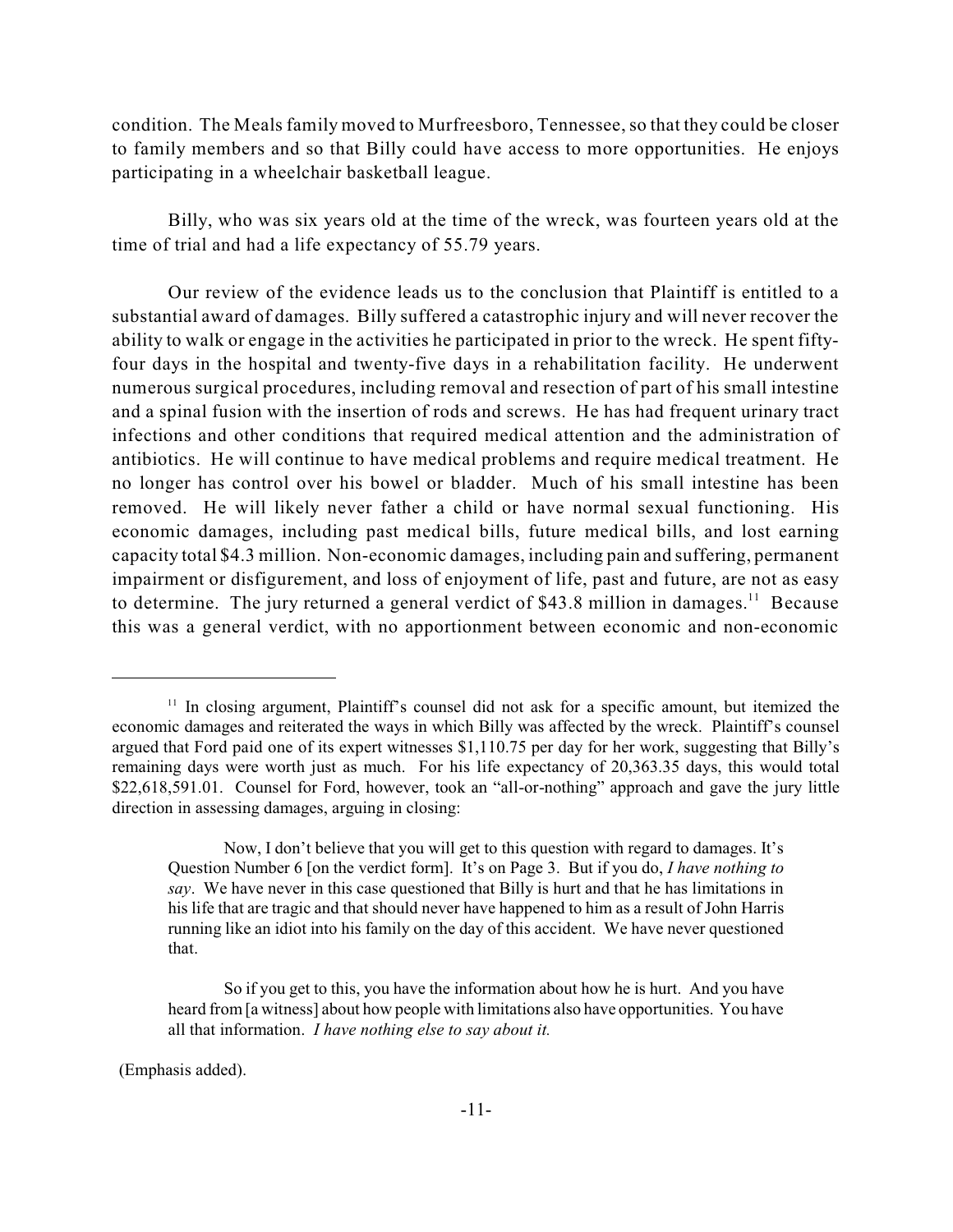condition. The Meals family moved to Murfreesboro, Tennessee, so that they could be closer to family members and so that Billy could have access to more opportunities. He enjoys participating in a wheelchair basketball league.

Billy, who was six years old at the time of the wreck, was fourteen years old at the time of trial and had a life expectancy of 55.79 years.

Our review of the evidence leads us to the conclusion that Plaintiff is entitled to a substantial award of damages. Billy suffered a catastrophic injury and will never recover the ability to walk or engage in the activities he participated in prior to the wreck. He spent fifty-four days in the hospital and twenty-five days in a rehabilitation facility. He underwent numerous surgical procedures, including removal and resection of part of his small intestine and a spinal fusion with the insertion of rods and screws. He has had frequent urinary tract infections and other conditions that required medical attention and the administration of antibiotics. He will continue to have medical problems and require medical treatment. He no longer has control over his bowel or bladder. Much of his small intestine has been removed. He will likely never father a child or have normal sexual functioning. His economic damages, including past medical bills, future medical bills, and lost earning capacity total $4.3 million. Non-economic damages, including pain and suffering, permanent impairment or disfigurement, and loss of enjoyment of life, past and future, are not as easy to determine. The jury returned a general verdict of $43.8 million in damages.[11] Because this was a general verdict, with no apportionment between economic and non-economic

---

[11] In closing argument, Plaintiff's counsel did not ask for a specific amount, but itemized the economic damages and reiterated the ways in which Billy was affected by the wreck. Plaintiff's counsel argued that Ford paid one of its expert witnesses $1,110.75 per day for her work, suggesting that Billy's remaining days were worth just as much. For his life expectancy of 20,363.35 days, this would total $22,618,591.01. Counsel for Ford, however, took an "all-or-nothing" approach and gave the jury little direction in assessing damages, arguing in closing:

> Now, I don't believe that you will get to this question with regard to damages. It's Question Number 6 [on the verdict form]. It's on Page 3. But if you do, *I have nothing to say*. We have never in this case questioned that Billy is hurt and that he has limitations in his life that are tragic and that should never have happened to him as a result of John Harris running like an idiot into his family on the day of this accident. We have never questioned that.
>
> So if you get to this, you have the information about how he is hurt. And you have heard from [a witness] about how people with limitations also have opportunities. You have all that information. *I have nothing else to say about it.*

(Emphasis added).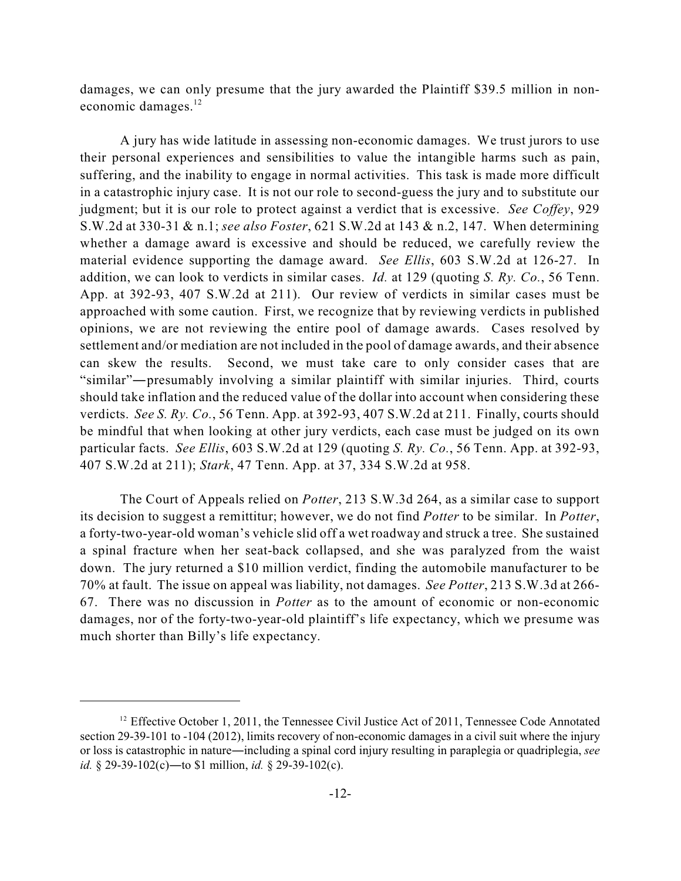damages, we can only presume that the jury awarded the Plaintiff $39.5 million in non-economic damages.[12]

A jury has wide latitude in assessing non-economic damages. We trust jurors to use their personal experiences and sensibilities to value the intangible harms such as pain, suffering, and the inability to engage in normal activities. This task is made more difficult in a catastrophic injury case. It is not our role to second-guess the jury and to substitute our judgment; but it is our role to protect against a verdict that is excessive. *See Coffey*, 929 S.W.2d at 330-31 & n.1; *see also Foster*, 621 S.W.2d at 143 & n.2, 147. When determining whether a damage award is excessive and should be reduced, we carefully review the material evidence supporting the damage award. *See Ellis*, 603 S.W.2d at 126-27. In addition, we can look to verdicts in similar cases. *Id.* at 129 (quoting *S. Ry. Co.*, 56 Tenn. App. at 392-93, 407 S.W.2d at 211). Our review of verdicts in similar cases must be approached with some caution. First, we recognize that by reviewing verdicts in published opinions, we are not reviewing the entire pool of damage awards. Cases resolved by settlement and/or mediation are not included in the pool of damage awards, and their absence can skew the results. Second, we must take care to only consider cases that are "similar"—presumably involving a similar plaintiff with similar injuries. Third, courts should take inflation and the reduced value of the dollar into account when considering these verdicts. *See S. Ry. Co.*, 56 Tenn. App. at 392-93, 407 S.W.2d at 211. Finally, courts should be mindful that when looking at other jury verdicts, each case must be judged on its own particular facts. *See Ellis*, 603 S.W.2d at 129 (quoting *S. Ry. Co.*, 56 Tenn. App. at 392-93, 407 S.W.2d at 211); *Stark*, 47 Tenn. App. at 37, 334 S.W.2d at 958.

The Court of Appeals relied on *Potter*, 213 S.W.3d 264, as a similar case to support its decision to suggest a remittitur; however, we do not find *Potter* to be similar. In *Potter*, a forty-two-year-old woman's vehicle slid off a wet roadway and struck a tree. She sustained a spinal fracture when her seat-back collapsed, and she was paralyzed from the waist down. The jury returned a $10 million verdict, finding the automobile manufacturer to be 70% at fault. The issue on appeal was liability, not damages. *See Potter*, 213 S.W.3d at 266-67. There was no discussion in *Potter* as to the amount of economic or non-economic damages, nor of the forty-two-year-old plaintiff's life expectancy, which we presume was much shorter than Billy's life expectancy.

---

[12] Effective October 1, 2011, the Tennessee Civil Justice Act of 2011, Tennessee Code Annotated section 29-39-101 to -104 (2012), limits recovery of non-economic damages in a civil suit where the injury or loss is catastrophic in nature—including a spinal cord injury resulting in paraplegia or quadriplegia, *see id.* § 29-39-102(c)—to $1 million, *id.* § 29-39-102(c).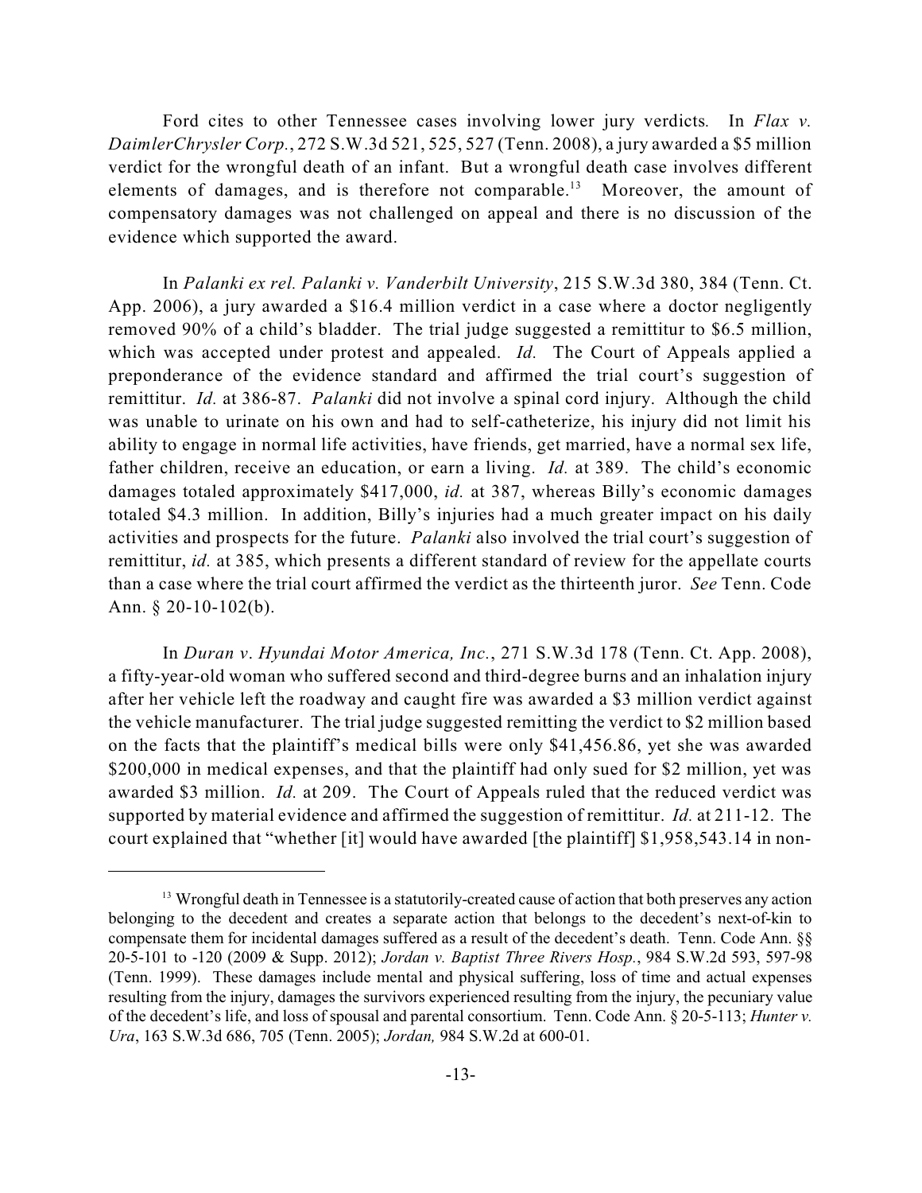Ford cites to other Tennessee cases involving lower jury verdicts. In *Flax v. DaimlerChrysler Corp.*, 272 S.W.3d 521, 525, 527 (Tenn. 2008), a jury awarded a $5 million verdict for the wrongful death of an infant. But a wrongful death case involves different elements of damages, and is therefore not comparable.[13] Moreover, the amount of compensatory damages was not challenged on appeal and there is no discussion of the evidence which supported the award.

In *Palanki ex rel. Palanki v. Vanderbilt University*, 215 S.W.3d 380, 384 (Tenn. Ct. App. 2006), a jury awarded a $16.4 million verdict in a case where a doctor negligently removed 90% of a child's bladder. The trial judge suggested a remittitur to $6.5 million, which was accepted under protest and appealed. *Id.* The Court of Appeals applied a preponderance of the evidence standard and affirmed the trial court's suggestion of remittitur. *Id.* at 386-87. *Palanki* did not involve a spinal cord injury. Although the child was unable to urinate on his own and had to self-catheterize, his injury did not limit his ability to engage in normal life activities, have friends, get married, have a normal sex life, father children, receive an education, or earn a living. *Id.* at 389. The child's economic damages totaled approximately $417,000, *id.* at 387, whereas Billy's economic damages totaled $4.3 million. In addition, Billy's injuries had a much greater impact on his daily activities and prospects for the future. *Palanki* also involved the trial court's suggestion of remittitur, *id.* at 385, which presents a different standard of review for the appellate courts than a case where the trial court affirmed the verdict as the thirteenth juror. *See* Tenn. Code Ann. § 20-10-102(b).

In *Duran v. Hyundai Motor America, Inc.*, 271 S.W.3d 178 (Tenn. Ct. App. 2008), a fifty-year-old woman who suffered second and third-degree burns and an inhalation injury after her vehicle left the roadway and caught fire was awarded a $3 million verdict against the vehicle manufacturer. The trial judge suggested remitting the verdict to $2 million based on the facts that the plaintiff's medical bills were only $41,456.86, yet she was awarded $200,000 in medical expenses, and that the plaintiff had only sued for $2 million, yet was awarded $3 million. *Id.* at 209. The Court of Appeals ruled that the reduced verdict was supported by material evidence and affirmed the suggestion of remittitur. *Id.* at 211-12. The court explained that "whether [it] would have awarded [the plaintiff] $1,958,543.14 in non-

---

[13] Wrongful death in Tennessee is a statutorily-created cause of action that both preserves any action belonging to the decedent and creates a separate action that belongs to the decedent's next-of-kin to compensate them for incidental damages suffered as a result of the decedent's death. Tenn. Code Ann. §§ 20-5-101 to -120 (2009 & Supp. 2012); *Jordan v. Baptist Three Rivers Hosp.*, 984 S.W.2d 593, 597-98 (Tenn. 1999). These damages include mental and physical suffering, loss of time and actual expenses resulting from the injury, damages the survivors experienced resulting from the injury, the pecuniary value of the decedent's life, and loss of spousal and parental consortium. Tenn. Code Ann. § 20-5-113; *Hunter v. Ura*, 163 S.W.3d 686, 705 (Tenn. 2005); *Jordan,* 984 S.W.2d at 600-01.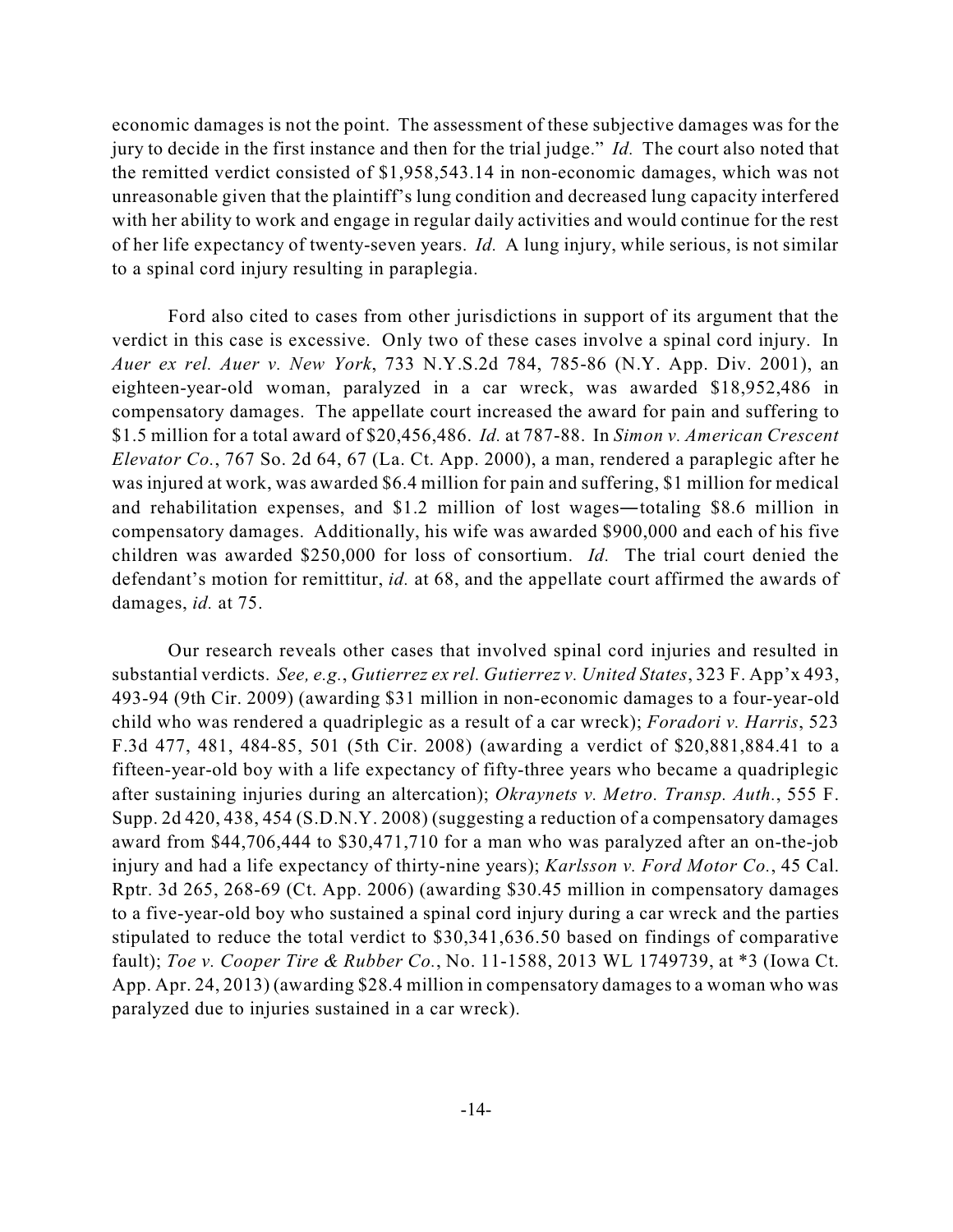economic damages is not the point. The assessment of these subjective damages was for the jury to decide in the first instance and then for the trial judge." *Id.* The court also noted that the remitted verdict consisted of $1,958,543.14 in non-economic damages, which was not unreasonable given that the plaintiff's lung condition and decreased lung capacity interfered with her ability to work and engage in regular daily activities and would continue for the rest of her life expectancy of twenty-seven years. *Id.* A lung injury, while serious, is not similar to a spinal cord injury resulting in paraplegia.

Ford also cited to cases from other jurisdictions in support of its argument that the verdict in this case is excessive. Only two of these cases involve a spinal cord injury. In *Auer ex rel. Auer v. New York*, 733 N.Y.S.2d 784, 785-86 (N.Y. App. Div. 2001), an eighteen-year-old woman, paralyzed in a car wreck, was awarded $18,952,486 in compensatory damages. The appellate court increased the award for pain and suffering to $1.5 million for a total award of $20,456,486. *Id.* at 787-88. In *Simon v. American Crescent Elevator Co.*, 767 So. 2d 64, 67 (La. Ct. App. 2000), a man, rendered a paraplegic after he was injured at work, was awarded $6.4 million for pain and suffering, $1 million for medical and rehabilitation expenses, and $1.2 million of lost wages—totaling $8.6 million in compensatory damages. Additionally, his wife was awarded $900,000 and each of his five children was awarded $250,000 for loss of consortium. *Id.* The trial court denied the defendant's motion for remittitur, *id.* at 68, and the appellate court affirmed the awards of damages, *id.* at 75.

Our research reveals other cases that involved spinal cord injuries and resulted in substantial verdicts. *See, e.g.*, *Gutierrez ex rel. Gutierrez v. United States*, 323 F. App'x 493, 493-94 (9th Cir. 2009) (awarding $31 million in non-economic damages to a four-year-old child who was rendered a quadriplegic as a result of a car wreck); *Foradori v. Harris*, 523 F.3d 477, 481, 484-85, 501 (5th Cir. 2008) (awarding a verdict of $20,881,884.41 to a fifteen-year-old boy with a life expectancy of fifty-three years who became a quadriplegic after sustaining injuries during an altercation); *Okraynets v. Metro. Transp. Auth.*, 555 F. Supp. 2d 420, 438, 454 (S.D.N.Y. 2008) (suggesting a reduction of a compensatory damages award from $44,706,444 to $30,471,710 for a man who was paralyzed after an on-the-job injury and had a life expectancy of thirty-nine years); *Karlsson v. Ford Motor Co.*, 45 Cal. Rptr. 3d 265, 268-69 (Ct. App. 2006) (awarding $30.45 million in compensatory damages to a five-year-old boy who sustained a spinal cord injury during a car wreck and the parties stipulated to reduce the total verdict to $30,341,636.50 based on findings of comparative fault); *Toe v. Cooper Tire & Rubber Co.*, No. 11-1588, 2013 WL 1749739, at *3 (Iowa Ct. App. Apr. 24, 2013) (awarding $28.4 million in compensatory damages to a woman who was paralyzed due to injuries sustained in a car wreck).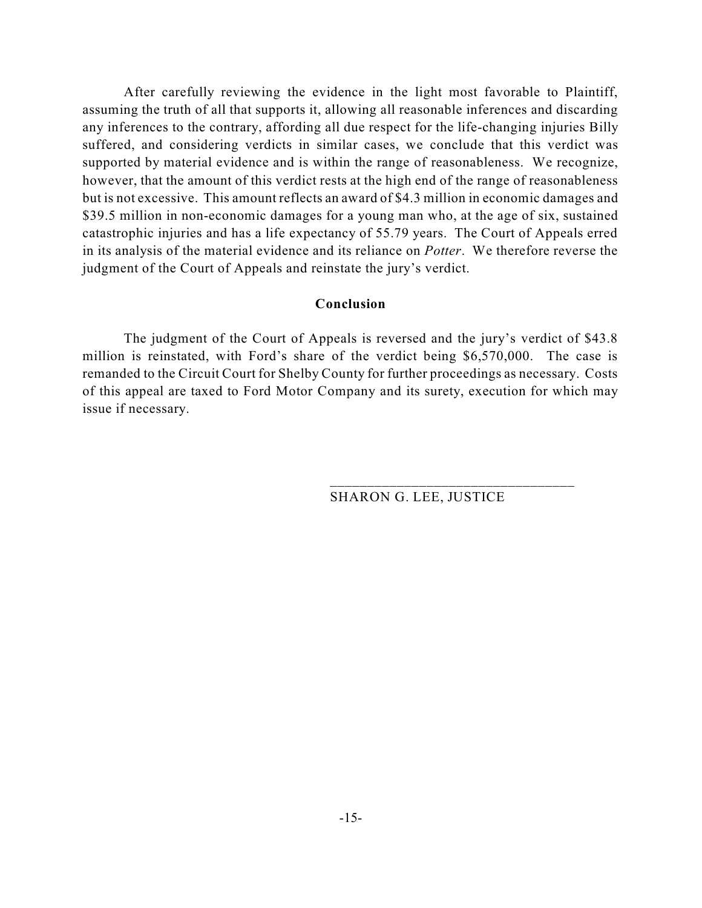After carefully reviewing the evidence in the light most favorable to Plaintiff, assuming the truth of all that supports it, allowing all reasonable inferences and discarding any inferences to the contrary, affording all due respect for the life-changing injuries Billy suffered, and considering verdicts in similar cases, we conclude that this verdict was supported by material evidence and is within the range of reasonableness. We recognize, however, that the amount of this verdict rests at the high end of the range of reasonableness but is not excessive. This amount reflects an award of $4.3 million in economic damages and $39.5 million in non-economic damages for a young man who, at the age of six, sustained catastrophic injuries and has a life expectancy of 55.79 years. The Court of Appeals erred in its analysis of the material evidence and its reliance on *Potter*. We therefore reverse the judgment of the Court of Appeals and reinstate the jury's verdict.

**Conclusion**

The judgment of the Court of Appeals is reversed and the jury's verdict of $43.8 million is reinstated, with Ford's share of the verdict being $6,570,000. The case is remanded to the Circuit Court for Shelby County for further proceedings as necessary. Costs of this appeal are taxed to Ford Motor Company and its surety, execution for which may issue if necessary.

\_\_\_\_\_\_\_\_\_\_\_\_\_\_\_\_\_\_\_\_\_\_\_\_\_\_\_\_\_\_\_\_\_\_\_\_

SHARON G. LEE, JUSTICE